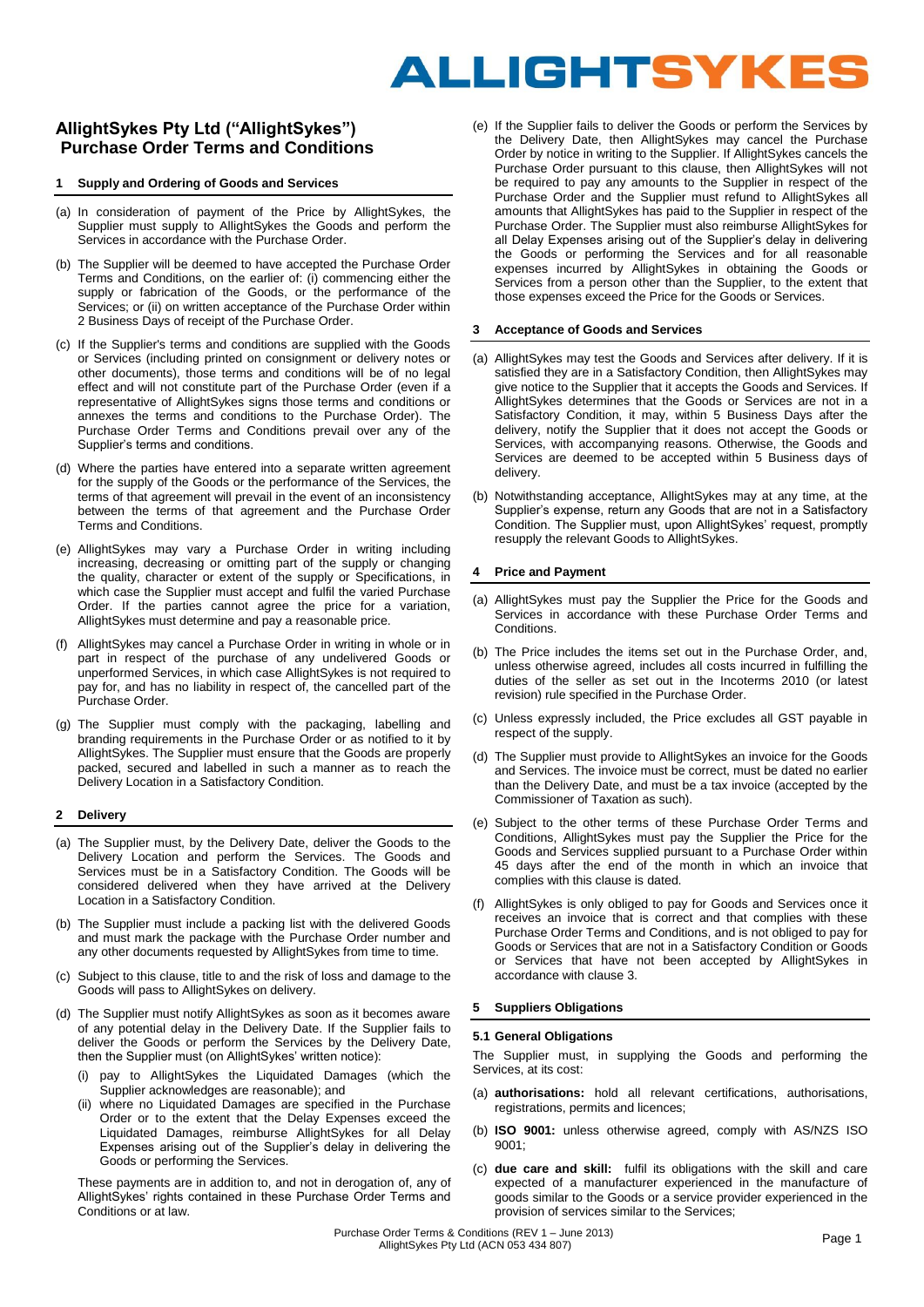# ALLIGHTSYKES

## AllightSykes Pty Ltd ("AllightSykes") Purchase Order Terms and Conditions

### 1 Supply and Ordering of Goods and Services

(a) In consideration of payment of the Price by AllightSykes, the Supplier must supply to AllightSykes the Goods and perform the Services in accordance with the Purchase Order.

(b) The Supplier will be deemed to have accepted the Purchase Order Terms and Conditions, on the earlier of: (i) commencing either the supply or fabrication of the Goods, or the performance of the Services; or (ii) on written acceptance of the Purchase Order within 2 Business Days of receipt of the Purchase Order.

(c) If the Supplier's terms and conditions are supplied with the Goods or Services (including printed on consignment or delivery notes or other documents), those terms and conditions will be of no legal effect and will not constitute part of the Purchase Order (even if a representative of AllightSykes signs those terms and conditions or annexes the terms and conditions to the Purchase Order). The Purchase Order Terms and Conditions prevail over any of the Supplier's terms and conditions.

(d) Where the parties have entered into a separate written agreement for the supply of the Goods or the performance of the Services, the terms of that agreement will prevail in the event of an inconsistency between the terms of that agreement and the Purchase Order Terms and Conditions.

(e) AllightSykes may vary a Purchase Order in writing including increasing, decreasing or omitting part of the supply or changing the quality, character or extent of the supply or Specifications, in which case the Supplier must accept and fulfil the varied Purchase Order. If the parties cannot agree the price for a variation, AllightSykes must determine and pay a reasonable price.

(f) AllightSykes may cancel a Purchase Order in writing in whole or in part in respect of the purchase of any undelivered Goods or unperformed Services, in which case AllightSykes is not required to pay for, and has no liability in respect of, the cancelled part of the Purchase Order.

(g) The Supplier must comply with the packaging, labelling and branding requirements in the Purchase Order or as notified to it by AllightSykes. The Supplier must ensure that the Goods are properly packed, secured and labelled in such a manner as to reach the Delivery Location in a Satisfactory Condition.

### 2 Delivery

(a) The Supplier must, by the Delivery Date, deliver the Goods to the Delivery Location and perform the Services. The Goods and Services must be in a Satisfactory Condition. The Goods will be considered delivered when they have arrived at the Delivery Location in a Satisfactory Condition.

(b) The Supplier must include a packing list with the delivered Goods and must mark the package with the Purchase Order number and any other documents requested by AllightSykes from time to time.

(c) Subject to this clause, title to and the risk of loss and damage to the Goods will pass to AllightSykes on delivery.

(d) The Supplier must notify AllightSykes as soon as it becomes aware of any potential delay in the Delivery Date. If the Supplier fails to deliver the Goods or perform the Services by the Delivery Date, then the Supplier must (on AllightSykes' written notice):

  (i) pay to AllightSykes the Liquidated Damages (which the Supplier acknowledges are reasonable); and

  (ii) where no Liquidated Damages are specified in the Purchase Order or to the extent that the Delay Expenses exceed the Liquidated Damages, reimburse AllightSykes for all Delay Expenses arising out of the Supplier's delay in delivering the Goods or performing the Services.

These payments are in addition to, and not in derogation of, any of AllightSykes' rights contained in these Purchase Order Terms and Conditions or at law.

(e) If the Supplier fails to deliver the Goods or perform the Services by the Delivery Date, then AllightSykes may cancel the Purchase Order by notice in writing to the Supplier. If AllightSykes cancels the Purchase Order pursuant to this clause, then AllightSykes will not be required to pay any amounts to the Supplier in respect of the Purchase Order and the Supplier must refund to AllightSykes all amounts that AllightSykes has paid to the Supplier in respect of the Purchase Order. The Supplier must also reimburse AllightSykes for all Delay Expenses arising out of the Supplier's delay in delivering the Goods or performing the Services and for all reasonable expenses incurred by AllightSykes in obtaining the Goods or Services from a person other than the Supplier, to the extent that those expenses exceed the Price for the Goods or Services.

### 3 Acceptance of Goods and Services

(a) AllightSykes may test the Goods and Services after delivery. If it is satisfied they are in a Satisfactory Condition, then AllightSykes may give notice to the Supplier that it accepts the Goods and Services. If AllightSykes determines that the Goods or Services are not in a Satisfactory Condition, it may, within 5 Business Days after the delivery, notify the Supplier that it does not accept the Goods or Services, with accompanying reasons. Otherwise, the Goods and Services are deemed to be accepted within 5 Business days of delivery.

(b) Notwithstanding acceptance, AllightSykes may at any time, at the Supplier's expense, return any Goods that are not in a Satisfactory Condition. The Supplier must, upon AllightSykes' request, promptly resupply the relevant Goods to AllightSykes.

### 4 Price and Payment

(a) AllightSykes must pay the Supplier the Price for the Goods and Services in accordance with these Purchase Order Terms and Conditions.

(b) The Price includes the items set out in the Purchase Order, and, unless otherwise agreed, includes all costs incurred in fulfilling the duties of the seller as set out in the Incoterms 2010 (or latest revision) rule specified in the Purchase Order.

(c) Unless expressly included, the Price excludes all GST payable in respect of the supply.

(d) The Supplier must provide to AllightSykes an invoice for the Goods and Services. The invoice must be correct, must be dated no earlier than the Delivery Date, and must be a tax invoice (accepted by the Commissioner of Taxation as such).

(e) Subject to the other terms of these Purchase Order Terms and Conditions, AllightSykes must pay the Supplier the Price for the Goods and Services supplied pursuant to a Purchase Order within 45 days after the end of the month in which an invoice that complies with this clause is dated.

(f) AllightSykes is only obliged to pay for Goods and Services once it receives an invoice that is correct and that complies with these Purchase Order Terms and Conditions, and is not obliged to pay for Goods or Services that are not in a Satisfactory Condition or Goods or Services that have not been accepted by AllightSykes in accordance with clause 3.

### 5 Suppliers Obligations

#### 5.1 General Obligations

The Supplier must, in supplying the Goods and performing the Services, at its cost:

(a) **authorisations:** hold all relevant certifications, authorisations, registrations, permits and licences;

(b) **ISO 9001:** unless otherwise agreed, comply with AS/NZS ISO 9001;

(c) **due care and skill:** fulfil its obligations with the skill and care expected of a manufacturer experienced in the manufacture of goods similar to the Goods or a service provider experienced in the provision of services similar to the Services;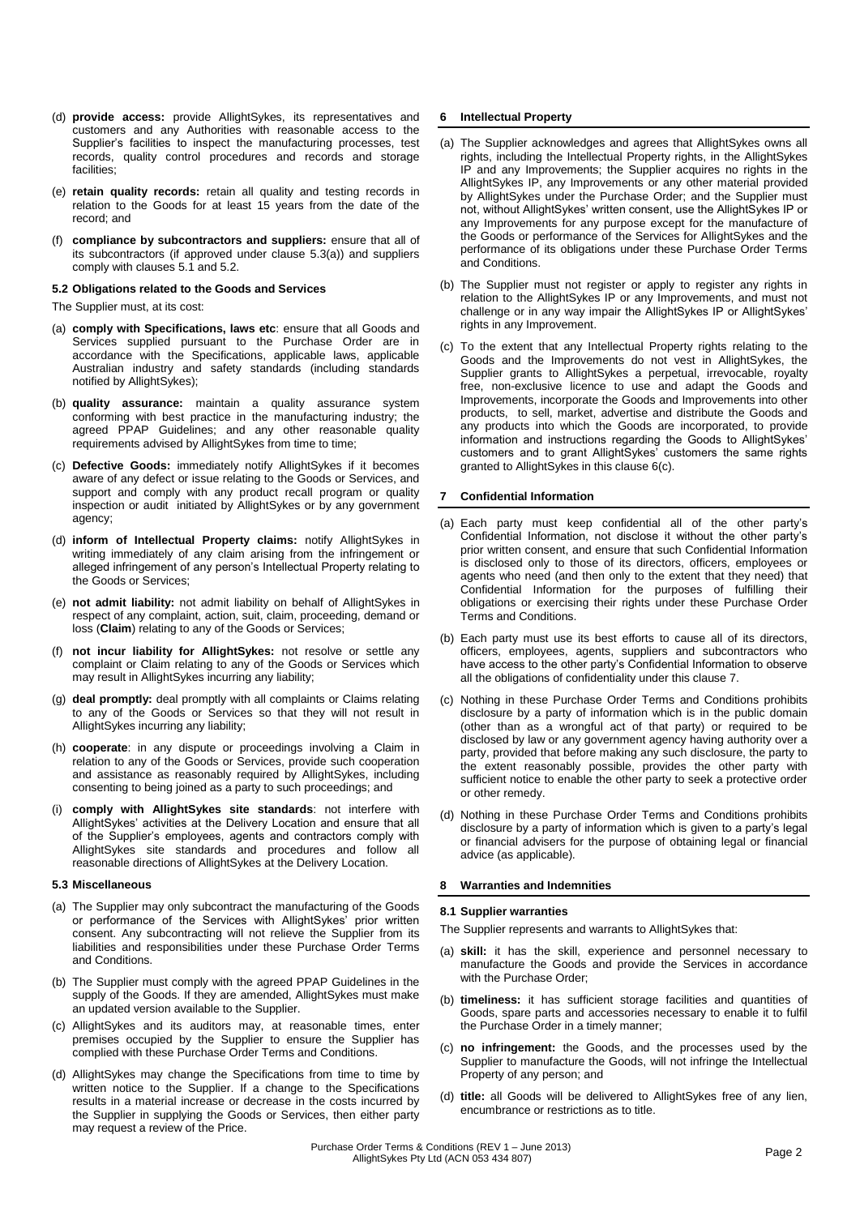(d) **provide access:** provide AllightSykes, its representatives and customers and any Authorities with reasonable access to the Supplier's facilities to inspect the manufacturing processes, test records, quality control procedures and records and storage facilities;

(e) **retain quality records:** retain all quality and testing records in relation to the Goods for at least 15 years from the date of the record; and

(f) **compliance by subcontractors and suppliers:** ensure that all of its subcontractors (if approved under clause 5.3(a)) and suppliers comply with clauses 5.1 and 5.2.

### 5.2 Obligations related to the Goods and Services

The Supplier must, at its cost:

(a) **comply with Specifications, laws etc**: ensure that all Goods and Services supplied pursuant to the Purchase Order are in accordance with the Specifications, applicable laws, applicable Australian industry and safety standards (including standards notified by AllightSykes);

(b) **quality assurance:** maintain a quality assurance system conforming with best practice in the manufacturing industry; the agreed PPAP Guidelines; and any other reasonable quality requirements advised by AllightSykes from time to time;

(c) **Defective Goods:** immediately notify AllightSykes if it becomes aware of any defect or issue relating to the Goods or Services, and support and comply with any product recall program or quality inspection or audit initiated by AllightSykes or by any government agency;

(d) **inform of Intellectual Property claims:** notify AllightSykes in writing immediately of any claim arising from the infringement or alleged infringement of any person's Intellectual Property relating to the Goods or Services;

(e) **not admit liability:** not admit liability on behalf of AllightSykes in respect of any complaint, action, suit, claim, proceeding, demand or loss (**Claim**) relating to any of the Goods or Services;

(f) **not incur liability for AllightSykes:** not resolve or settle any complaint or Claim relating to any of the Goods or Services which may result in AllightSykes incurring any liability;

(g) **deal promptly:** deal promptly with all complaints or Claims relating to any of the Goods or Services so that they will not result in AllightSykes incurring any liability;

(h) **cooperate**: in any dispute or proceedings involving a Claim in relation to any of the Goods or Services, provide such cooperation and assistance as reasonably required by AllightSykes, including consenting to being joined as a party to such proceedings; and

(i) **comply with AllightSykes site standards**: not interfere with AllightSykes' activities at the Delivery Location and ensure that all of the Supplier's employees, agents and contractors comply with AllightSykes site standards and procedures and follow all reasonable directions of AllightSykes at the Delivery Location.

### 5.3 Miscellaneous

(a) The Supplier may only subcontract the manufacturing of the Goods or performance of the Services with AllightSykes' prior written consent. Any subcontracting will not relieve the Supplier from its liabilities and responsibilities under these Purchase Order Terms and Conditions.

(b) The Supplier must comply with the agreed PPAP Guidelines in the supply of the Goods. If they are amended, AllightSykes must make an updated version available to the Supplier.

(c) AllightSykes and its auditors may, at reasonable times, enter premises occupied by the Supplier to ensure the Supplier has complied with these Purchase Order Terms and Conditions.

(d) AllightSykes may change the Specifications from time to time by written notice to the Supplier. If a change to the Specifications results in a material increase or decrease in the costs incurred by the Supplier in supplying the Goods or Services, then either party may request a review of the Price.

## 6 Intellectual Property

(a) The Supplier acknowledges and agrees that AllightSykes owns all rights, including the Intellectual Property rights, in the AllightSykes IP and any Improvements; the Supplier acquires no rights in the AllightSykes IP, any Improvements or any other material provided by AllightSykes under the Purchase Order; and the Supplier must not, without AllightSykes' written consent, use the AllightSykes IP or any Improvements for any purpose except for the manufacture of the Goods or performance of the Services for AllightSykes and the performance of its obligations under these Purchase Order Terms and Conditions.

(b) The Supplier must not register or apply to register any rights in relation to the AllightSykes IP or any Improvements, and must not challenge or in any way impair the AllightSykes IP or AllightSykes' rights in any Improvement.

(c) To the extent that any Intellectual Property rights relating to the Goods and the Improvements do not vest in AllightSykes, the Supplier grants to AllightSykes a perpetual, irrevocable, royalty free, non-exclusive licence to use and adapt the Goods and Improvements, incorporate the Goods and Improvements into other products, to sell, market, advertise and distribute the Goods and any products into which the Goods are incorporated, to provide information and instructions regarding the Goods to AllightSykes' customers and to grant AllightSykes' customers the same rights granted to AllightSykes in this clause 6(c).

## 7 Confidential Information

(a) Each party must keep confidential all of the other party's Confidential Information, not disclose it without the other party's prior written consent, and ensure that such Confidential Information is disclosed only to those of its directors, officers, employees or agents who need (and then only to the extent that they need) that Confidential Information for the purposes of fulfilling their obligations or exercising their rights under these Purchase Order Terms and Conditions.

(b) Each party must use its best efforts to cause all of its directors, officers, employees, agents, suppliers and subcontractors who have access to the other party's Confidential Information to observe all the obligations of confidentiality under this clause 7.

(c) Nothing in these Purchase Order Terms and Conditions prohibits disclosure by a party of information which is in the public domain (other than as a wrongful act of that party) or required to be disclosed by law or any government agency having authority over a party, provided that before making any such disclosure, the party to the extent reasonably possible, provides the other party with sufficient notice to enable the other party to seek a protective order or other remedy.

(d) Nothing in these Purchase Order Terms and Conditions prohibits disclosure by a party of information which is given to a party's legal or financial advisers for the purpose of obtaining legal or financial advice (as applicable).

## 8 Warranties and Indemnities

### 8.1 Supplier warranties

The Supplier represents and warrants to AllightSykes that:

(a) **skill:** it has the skill, experience and personnel necessary to manufacture the Goods and provide the Services in accordance with the Purchase Order;

(b) **timeliness:** it has sufficient storage facilities and quantities of Goods, spare parts and accessories necessary to enable it to fulfil the Purchase Order in a timely manner;

(c) **no infringement:** the Goods, and the processes used by the Supplier to manufacture the Goods, will not infringe the Intellectual Property of any person; and

(d) **title:** all Goods will be delivered to AllightSykes free of any lien, encumbrance or restrictions as to title.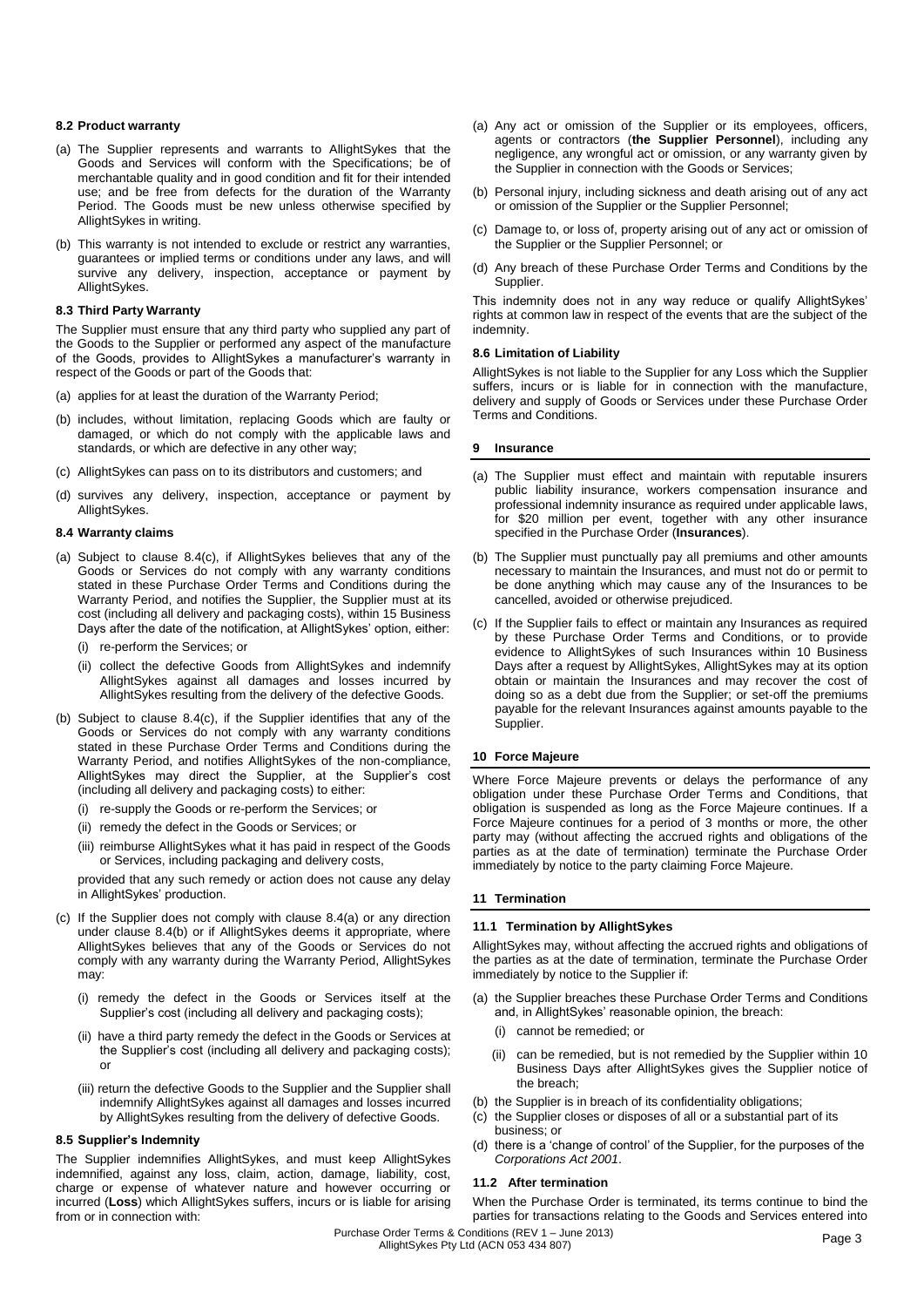### 8.2 Product warranty

(a) The Supplier represents and warrants to AllightSykes that the Goods and Services will conform with the Specifications; be of merchantable quality and in good condition and fit for their intended use; and be free from defects for the duration of the Warranty Period. The Goods must be new unless otherwise specified by AllightSykes in writing.

(b) This warranty is not intended to exclude or restrict any warranties, guarantees or implied terms or conditions under any laws, and will survive any delivery, inspection, acceptance or payment by AllightSykes.

### 8.3 Third Party Warranty

The Supplier must ensure that any third party who supplied any part of the Goods to the Supplier or performed any aspect of the manufacture of the Goods, provides to AllightSykes a manufacturer's warranty in respect of the Goods or part of the Goods that:

(a) applies for at least the duration of the Warranty Period;

(b) includes, without limitation, replacing Goods which are faulty or damaged, or which do not comply with the applicable laws and standards, or which are defective in any other way;

(c) AllightSykes can pass on to its distributors and customers; and

(d) survives any delivery, inspection, acceptance or payment by AllightSykes.

### 8.4 Warranty claims

(a) Subject to clause 8.4(c), if AllightSykes believes that any of the Goods or Services do not comply with any warranty conditions stated in these Purchase Order Terms and Conditions during the Warranty Period, and notifies the Supplier, the Supplier must at its cost (including all delivery and packaging costs), within 15 Business Days after the date of the notification, at AllightSykes' option, either:

   (i) re-perform the Services; or

   (ii) collect the defective Goods from AllightSykes and indemnify AllightSykes against all damages and losses incurred by AllightSykes resulting from the delivery of the defective Goods.

(b) Subject to clause 8.4(c), if the Supplier identifies that any of the Goods or Services do not comply with any warranty conditions stated in these Purchase Order Terms and Conditions during the Warranty Period, and notifies AllightSykes of the non-compliance, AllightSykes may direct the Supplier, at the Supplier's cost (including all delivery and packaging costs) to either:

   (i) re-supply the Goods or re-perform the Services; or

   (ii) remedy the defect in the Goods or Services; or

   (iii) reimburse AllightSykes what it has paid in respect of the Goods or Services, including packaging and delivery costs,

   provided that any such remedy or action does not cause any delay in AllightSykes' production.

(c) If the Supplier does not comply with clause 8.4(a) or any direction under clause 8.4(b) or if AllightSykes deems it appropriate, where AllightSykes believes that any of the Goods or Services do not comply with any warranty during the Warranty Period, AllightSykes may:

   (i) remedy the defect in the Goods or Services itself at the Supplier's cost (including all delivery and packaging costs);

   (ii) have a third party remedy the defect in the Goods or Services at the Supplier's cost (including all delivery and packaging costs); or

   (iii) return the defective Goods to the Supplier and the Supplier shall indemnify AllightSykes against all damages and losses incurred by AllightSykes resulting from the delivery of defective Goods.

### 8.5 Supplier's Indemnity

The Supplier indemnifies AllightSykes, and must keep AllightSykes indemnified, against any loss, claim, action, damage, liability, cost, charge or expense of whatever nature and however occurring or incurred (**Loss**) which AllightSykes suffers, incurs or is liable for arising from or in connection with:

(a) Any act or omission of the Supplier or its employees, officers, agents or contractors (**the Supplier Personnel**), including any negligence, any wrongful act or omission, or any warranty given by the Supplier in connection with the Goods or Services;

(b) Personal injury, including sickness and death arising out of any act or omission of the Supplier or the Supplier Personnel;

(c) Damage to, or loss of, property arising out of any act or omission of the Supplier or the Supplier Personnel; or

(d) Any breach of these Purchase Order Terms and Conditions by the Supplier.

This indemnity does not in any way reduce or qualify AllightSykes' rights at common law in respect of the events that are the subject of the indemnity.

### 8.6 Limitation of Liability

AllightSykes is not liable to the Supplier for any Loss which the Supplier suffers, incurs or is liable for in connection with the manufacture, delivery and supply of Goods or Services under these Purchase Order Terms and Conditions.

## 9 Insurance

(a) The Supplier must effect and maintain with reputable insurers public liability insurance, workers compensation insurance and professional indemnity insurance as required under applicable laws, for $20 million per event, together with any other insurance specified in the Purchase Order (**Insurances**).

(b) The Supplier must punctually pay all premiums and other amounts necessary to maintain the Insurances, and must not do or permit to be done anything which may cause any of the Insurances to be cancelled, avoided or otherwise prejudiced.

(c) If the Supplier fails to effect or maintain any Insurances as required by these Purchase Order Terms and Conditions, or to provide evidence to AllightSykes of such Insurances within 10 Business Days after a request by AllightSykes, AllightSykes may at its option obtain or maintain the Insurances and may recover the cost of doing so as a debt due from the Supplier; or set-off the premiums payable for the relevant Insurances against amounts payable to the Supplier.

## 10 Force Majeure

Where Force Majeure prevents or delays the performance of any obligation under these Purchase Order Terms and Conditions, that obligation is suspended as long as the Force Majeure continues. If a Force Majeure continues for a period of 3 months or more, the other party may (without affecting the accrued rights and obligations of the parties as at the date of termination) terminate the Purchase Order immediately by notice to the party claiming Force Majeure.

## 11 Termination

### 11.1 Termination by AllightSykes

AllightSykes may, without affecting the accrued rights and obligations of the parties as at the date of termination, terminate the Purchase Order immediately by notice to the Supplier if:

(a) the Supplier breaches these Purchase Order Terms and Conditions and, in AllightSykes' reasonable opinion, the breach:

   (i) cannot be remedied; or

   (ii) can be remedied, but is not remedied by the Supplier within 10 Business Days after AllightSykes gives the Supplier notice of the breach;

(b) the Supplier is in breach of its confidentiality obligations;

(c) the Supplier closes or disposes of all or a substantial part of its business; or

(d) there is a 'change of control' of the Supplier, for the purposes of the *Corporations Act 2001*.

### 11.2 After termination

When the Purchase Order is terminated, its terms continue to bind the parties for transactions relating to the Goods and Services entered into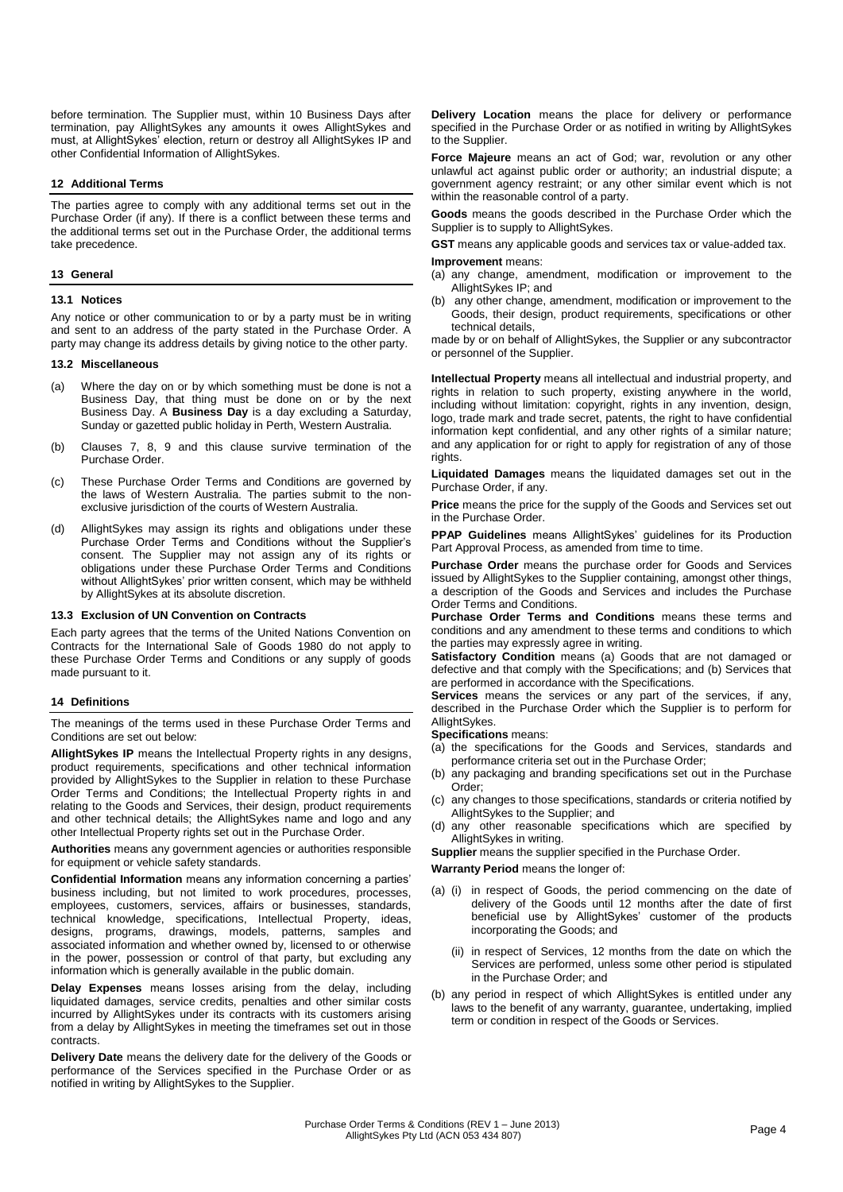before termination. The Supplier must, within 10 Business Days after termination, pay AllightSykes any amounts it owes AllightSykes and must, at AllightSykes' election, return or destroy all AllightSykes IP and other Confidential Information of AllightSykes.

## 12 Additional Terms

The parties agree to comply with any additional terms set out in the Purchase Order (if any). If there is a conflict between these terms and the additional terms set out in the Purchase Order, the additional terms take precedence.

## 13 General

### 13.1 Notices

Any notice or other communication to or by a party must be in writing and sent to an address of the party stated in the Purchase Order. A party may change its address details by giving notice to the other party.

### 13.2 Miscellaneous

(a) Where the day on or by which something must be done is not a Business Day, that thing must be done on or by the next Business Day. A **Business Day** is a day excluding a Saturday, Sunday or gazetted public holiday in Perth, Western Australia.

(b) Clauses 7, 8, 9 and this clause survive termination of the Purchase Order.

(c) These Purchase Order Terms and Conditions are governed by the laws of Western Australia. The parties submit to the non-exclusive jurisdiction of the courts of Western Australia.

(d) AllightSykes may assign its rights and obligations under these Purchase Order Terms and Conditions without the Supplier's consent. The Supplier may not assign any of its rights or obligations under these Purchase Order Terms and Conditions without AllightSykes' prior written consent, which may be withheld by AllightSykes at its absolute discretion.

### 13.3 Exclusion of UN Convention on Contracts

Each party agrees that the terms of the United Nations Convention on Contracts for the International Sale of Goods 1980 do not apply to these Purchase Order Terms and Conditions or any supply of goods made pursuant to it.

## 14 Definitions

The meanings of the terms used in these Purchase Order Terms and Conditions are set out below:

**AllightSykes IP** means the Intellectual Property rights in any designs, product requirements, specifications and other technical information provided by AllightSykes to the Supplier in relation to these Purchase Order Terms and Conditions; the Intellectual Property rights in and relating to the Goods and Services, their design, product requirements and other technical details; the AllightSykes name and logo and any other Intellectual Property rights set out in the Purchase Order.

**Authorities** means any government agencies or authorities responsible for equipment or vehicle safety standards.

**Confidential Information** means any information concerning a parties' business including, but not limited to work procedures, processes, employees, customers, services, affairs or businesses, standards, technical knowledge, specifications, Intellectual Property, ideas, designs, programs, drawings, models, patterns, samples and associated information and whether owned by, licensed to or otherwise in the power, possession or control of that party, but excluding any information which is generally available in the public domain.

**Delay Expenses** means losses arising from the delay, including liquidated damages, service credits, penalties and other similar costs incurred by AllightSykes under its contracts with its customers arising from a delay by AllightSykes in meeting the timeframes set out in those contracts.

**Delivery Date** means the delivery date for the delivery of the Goods or performance of the Services specified in the Purchase Order or as notified in writing by AllightSykes to the Supplier.

**Delivery Location** means the place for delivery or performance specified in the Purchase Order or as notified in writing by AllightSykes to the Supplier.

**Force Majeure** means an act of God; war, revolution or any other unlawful act against public order or authority; an industrial dispute; a government agency restraint; or any other similar event which is not within the reasonable control of a party.

**Goods** means the goods described in the Purchase Order which the Supplier is to supply to AllightSykes.

**GST** means any applicable goods and services tax or value-added tax.

**Improvement** means:

(a) any change, amendment, modification or improvement to the AllightSykes IP; and

(b) any other change, amendment, modification or improvement to the Goods, their design, product requirements, specifications or other technical details,

made by or on behalf of AllightSykes, the Supplier or any subcontractor or personnel of the Supplier.

**Intellectual Property** means all intellectual and industrial property, and rights in relation to such property, existing anywhere in the world, including without limitation: copyright, rights in any invention, design, logo, trade mark and trade secret, patents, the right to have confidential information kept confidential, and any other rights of a similar nature; and any application for or right to apply for registration of any of those rights.

**Liquidated Damages** means the liquidated damages set out in the Purchase Order, if any.

**Price** means the price for the supply of the Goods and Services set out in the Purchase Order.

**PPAP Guidelines** means AllightSykes' guidelines for its Production Part Approval Process, as amended from time to time.

**Purchase Order** means the purchase order for Goods and Services issued by AllightSykes to the Supplier containing, amongst other things, a description of the Goods and Services and includes the Purchase Order Terms and Conditions.

**Purchase Order Terms and Conditions** means these terms and conditions and any amendment to these terms and conditions to which the parties may expressly agree in writing.

**Satisfactory Condition** means (a) Goods that are not damaged or defective and that comply with the Specifications; and (b) Services that are performed in accordance with the Specifications.

**Services** means the services or any part of the services, if any, described in the Purchase Order which the Supplier is to perform for AllightSykes.

**Specifications** means:

(a) the specifications for the Goods and Services, standards and performance criteria set out in the Purchase Order;

(b) any packaging and branding specifications set out in the Purchase Order;

(c) any changes to those specifications, standards or criteria notified by AllightSykes to the Supplier; and

(d) any other reasonable specifications which are specified by AllightSykes in writing.

**Supplier** means the supplier specified in the Purchase Order.

**Warranty Period** means the longer of:

(a) (i) in respect of Goods, the period commencing on the date of delivery of the Goods until 12 months after the date of first beneficial use by AllightSykes' customer of the products incorporating the Goods; and

(ii) in respect of Services, 12 months from the date on which the Services are performed, unless some other period is stipulated in the Purchase Order; and

(b) any period in respect of which AllightSykes is entitled under any laws to the benefit of any warranty, guarantee, undertaking, implied term or condition in respect of the Goods or Services.